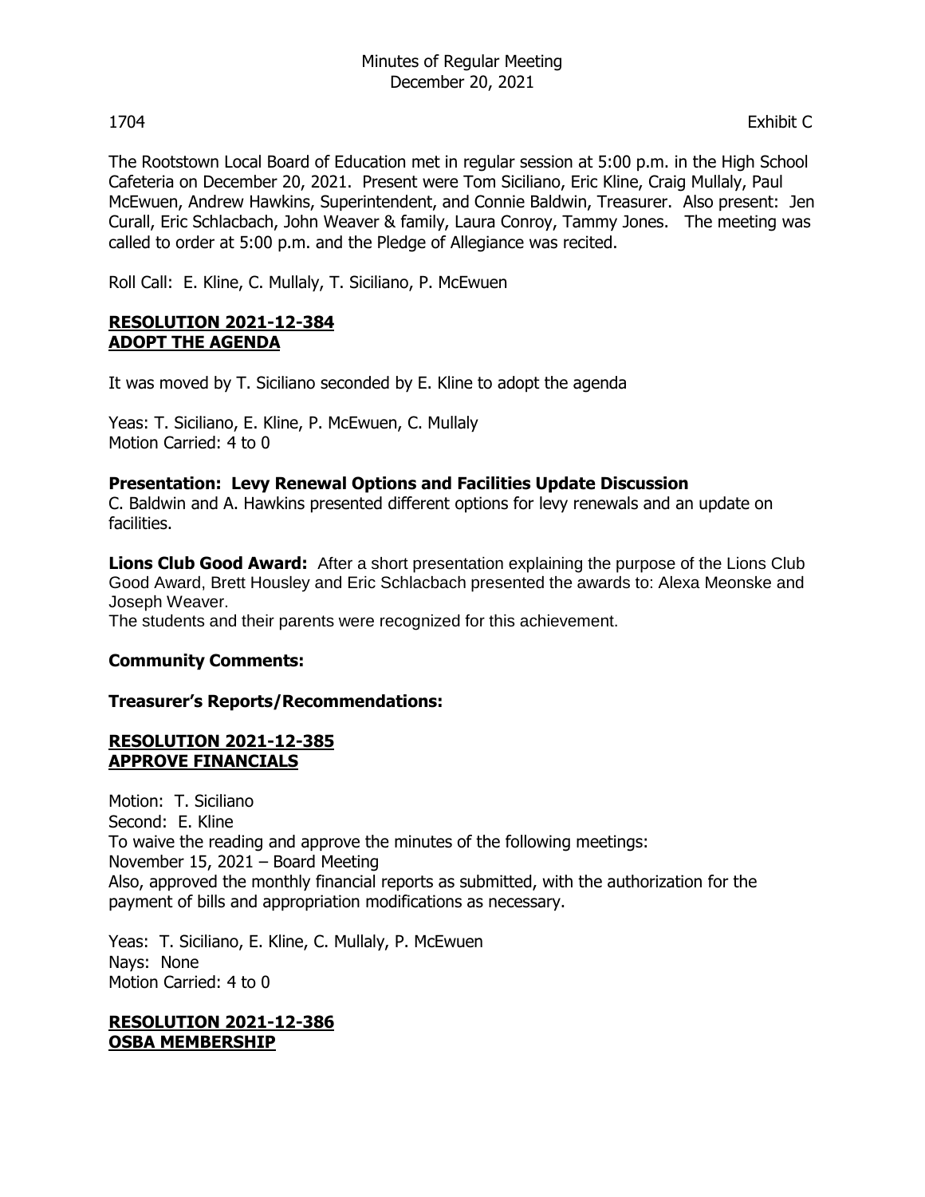# Minutes of Regular Meeting
December 20, 2021

1704 Exhibit C

The Rootstown Local Board of Education met in regular session at 5:00 p.m. in the High School Cafeteria on December 20, 2021. Present were Tom Siciliano, Eric Kline, Craig Mullaly, Paul McEwuen, Andrew Hawkins, Superintendent, and Connie Baldwin, Treasurer. Also present: Jen Curall, Eric Schlacbach, John Weaver & family, Laura Conroy, Tammy Jones. The meeting was called to order at 5:00 p.m. and the Pledge of Allegiance was recited.

Roll Call: E. Kline, C. Mullaly, T. Siciliano, P. McEwuen

**RESOLUTION 2021-12-384**
**ADOPT THE AGENDA**

It was moved by T. Siciliano seconded by E. Kline to adopt the agenda

Yeas: T. Siciliano, E. Kline, P. McEwuen, C. Mullaly
Motion Carried: 4 to 0

**Presentation: Levy Renewal Options and Facilities Update Discussion**
C. Baldwin and A. Hawkins presented different options for levy renewals and an update on facilities.

**Lions Club Good Award:** After a short presentation explaining the purpose of the Lions Club Good Award, Brett Housley and Eric Schlacbach presented the awards to: Alexa Meonske and Joseph Weaver.
The students and their parents were recognized for this achievement.

**Community Comments:**

**Treasurer's Reports/Recommendations:**

**RESOLUTION 2021-12-385**
**APPROVE FINANCIALS**

Motion: T. Siciliano
Second: E. Kline
To waive the reading and approve the minutes of the following meetings:
November 15, 2021 – Board Meeting
Also, approved the monthly financial reports as submitted, with the authorization for the payment of bills and appropriation modifications as necessary.

Yeas: T. Siciliano, E. Kline, C. Mullaly, P. McEwuen
Nays: None
Motion Carried: 4 to 0

**RESOLUTION 2021-12-386**
**OSBA MEMBERSHIP**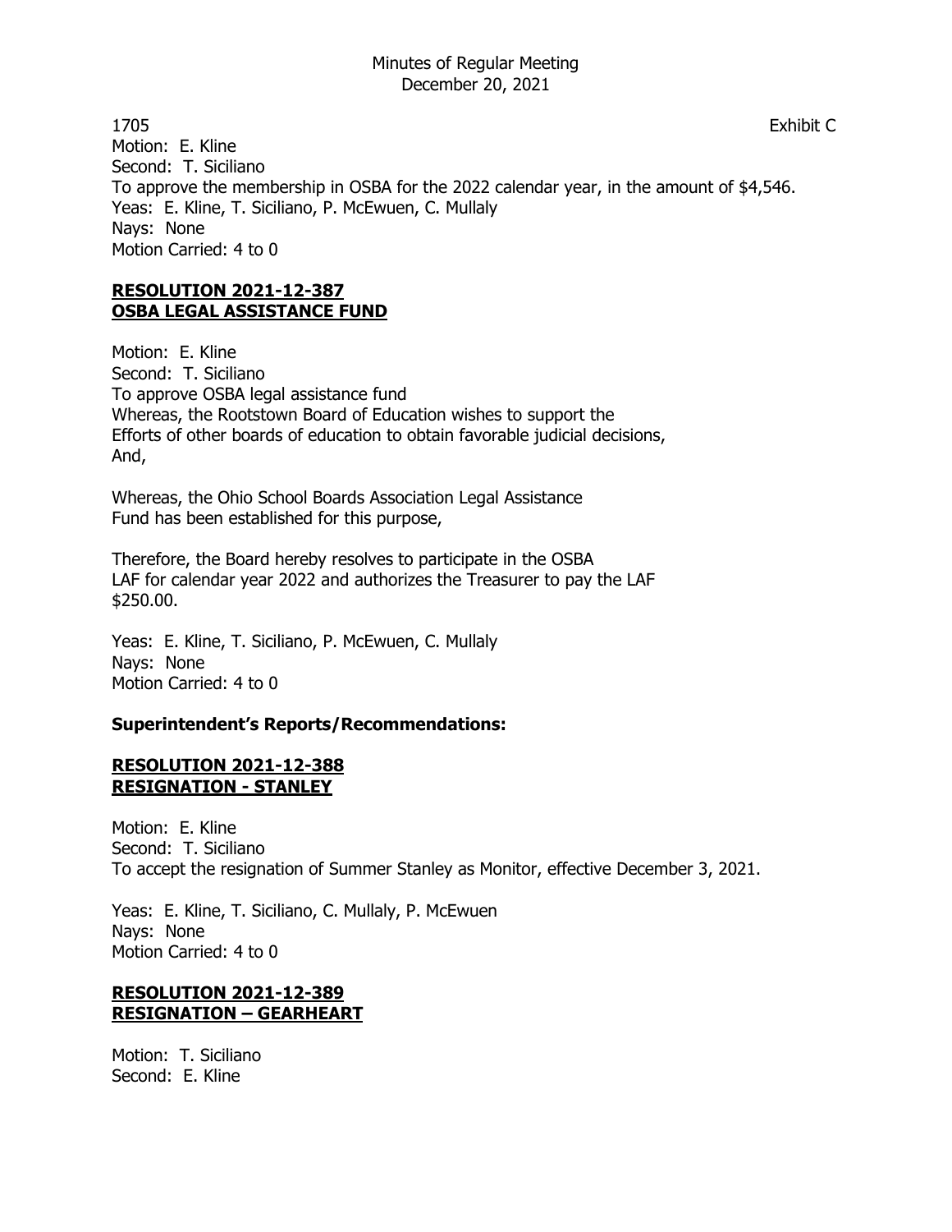1705 Exhibit C

Motion: E. Kline
Second: T. Siciliano
To approve the membership in OSBA for the 2022 calendar year, in the amount of $4,546.
Yeas: E. Kline, T. Siciliano, P. McEwuen, C. Mullaly
Nays: None
Motion Carried: 4 to 0

**RESOLUTION 2021-12-387**
**OSBA LEGAL ASSISTANCE FUND**

Motion: E. Kline
Second: T. Siciliano
To approve OSBA legal assistance fund
Whereas, the Rootstown Board of Education wishes to support the
Efforts of other boards of education to obtain favorable judicial decisions,
And,

Whereas, the Ohio School Boards Association Legal Assistance
Fund has been established for this purpose,

Therefore, the Board hereby resolves to participate in the OSBA
LAF for calendar year 2022 and authorizes the Treasurer to pay the LAF
$250.00.

Yeas: E. Kline, T. Siciliano, P. McEwuen, C. Mullaly
Nays: None
Motion Carried: 4 to 0

**Superintendent's Reports/Recommendations:**

**RESOLUTION 2021-12-388**
**RESIGNATION - STANLEY**

Motion: E. Kline
Second: T. Siciliano
To accept the resignation of Summer Stanley as Monitor, effective December 3, 2021.

Yeas: E. Kline, T. Siciliano, C. Mullaly, P. McEwuen
Nays: None
Motion Carried: 4 to 0

**RESOLUTION 2021-12-389**
**RESIGNATION – GEARHEART**

Motion: T. Siciliano
Second: E. Kline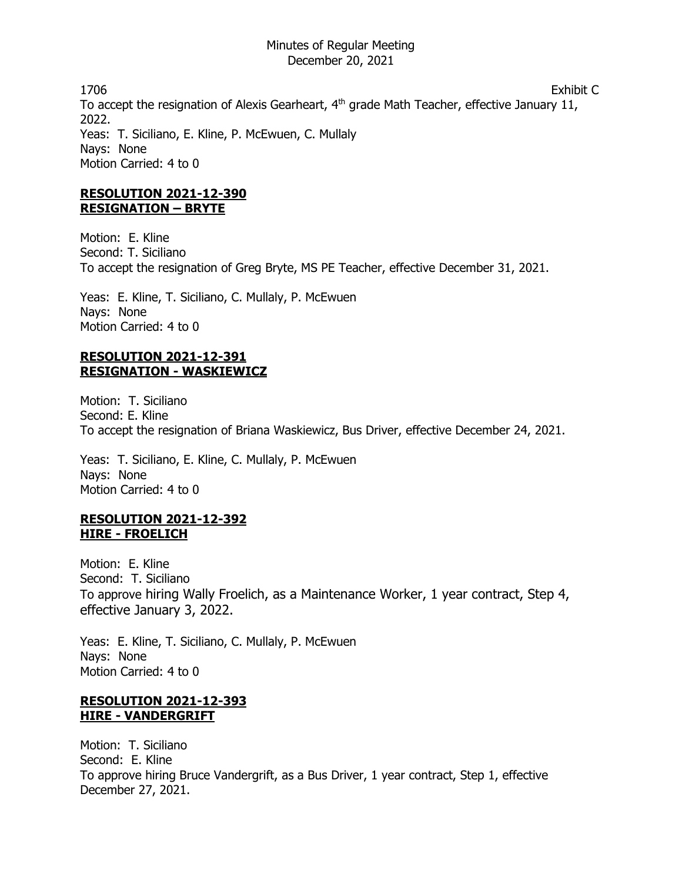1706 Exhibit C

To accept the resignation of Alexis Gearheart, 4th grade Math Teacher, effective January 11, 2022.
Yeas: T. Siciliano, E. Kline, P. McEwuen, C. Mullaly
Nays: None
Motion Carried: 4 to 0

**RESOLUTION 2021-12-390**
**RESIGNATION – BRYTE**

Motion: E. Kline
Second: T. Siciliano
To accept the resignation of Greg Bryte, MS PE Teacher, effective December 31, 2021.

Yeas: E. Kline, T. Siciliano, C. Mullaly, P. McEwuen
Nays: None
Motion Carried: 4 to 0

**RESOLUTION 2021-12-391**
**RESIGNATION - WASKIEWICZ**

Motion: T. Siciliano
Second: E. Kline
To accept the resignation of Briana Waskiewicz, Bus Driver, effective December 24, 2021.

Yeas: T. Siciliano, E. Kline, C. Mullaly, P. McEwuen
Nays: None
Motion Carried: 4 to 0

**RESOLUTION 2021-12-392**
**HIRE - FROELICH**

Motion: E. Kline
Second: T. Siciliano
To approve hiring Wally Froelich, as a Maintenance Worker, 1 year contract, Step 4, effective January 3, 2022.

Yeas: E. Kline, T. Siciliano, C. Mullaly, P. McEwuen
Nays: None
Motion Carried: 4 to 0

**RESOLUTION 2021-12-393**
**HIRE - VANDERGRIFT**

Motion: T. Siciliano
Second: E. Kline
To approve hiring Bruce Vandergrift, as a Bus Driver, 1 year contract, Step 1, effective December 27, 2021.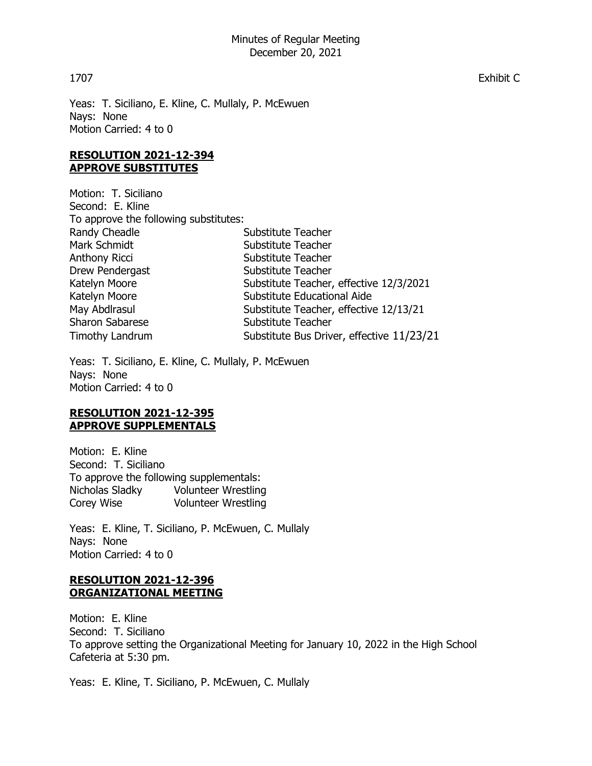Yeas: T. Siciliano, E. Kline, C. Mullaly, P. McEwuen
Nays: None
Motion Carried: 4 to 0

**RESOLUTION 2021-12-394**
**APPROVE SUBSTITUTES**

Motion: T. Siciliano
Second: E. Kline
To approve the following substitutes:

| | |
|---|---|
| Randy Cheadle | Substitute Teacher |
| Mark Schmidt | Substitute Teacher |
| Anthony Ricci | Substitute Teacher |
| Drew Pendergast | Substitute Teacher |
| Katelyn Moore | Substitute Teacher, effective 12/3/2021 |
| Katelyn Moore | Substitute Educational Aide |
| May Abdlrasul | Substitute Teacher, effective 12/13/21 |
| Sharon Sabarese | Substitute Teacher |
| Timothy Landrum | Substitute Bus Driver, effective 11/23/21 |

Yeas: T. Siciliano, E. Kline, C. Mullaly, P. McEwuen
Nays: None
Motion Carried: 4 to 0

**RESOLUTION 2021-12-395**
**APPROVE SUPPLEMENTALS**

Motion: E. Kline
Second: T. Siciliano
To approve the following supplementals:

| | |
|---|---|
| Nicholas Sladky | Volunteer Wrestling |
| Corey Wise | Volunteer Wrestling |

Yeas: E. Kline, T. Siciliano, P. McEwuen, C. Mullaly
Nays: None
Motion Carried: 4 to 0

**RESOLUTION 2021-12-396**
**ORGANIZATIONAL MEETING**

Motion: E. Kline
Second: T. Siciliano
To approve setting the Organizational Meeting for January 10, 2022 in the High School Cafeteria at 5:30 pm.

Yeas: E. Kline, T. Siciliano, P. McEwuen, C. Mullaly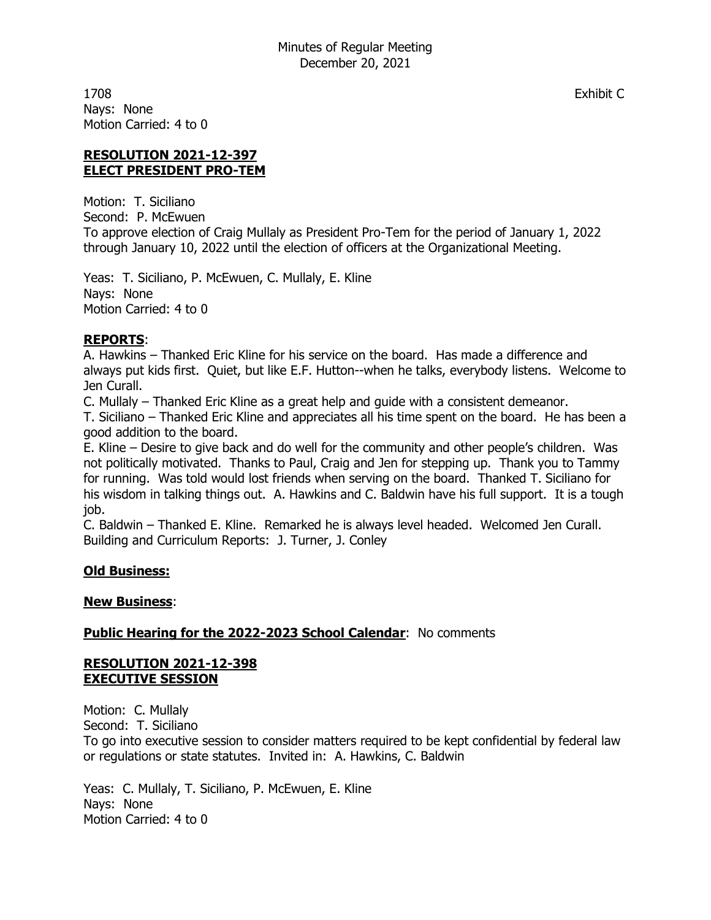Nays: None
Motion Carried: 4 to 0

**RESOLUTION 2021-12-397**
**ELECT PRESIDENT PRO-TEM**

Motion: T. Siciliano
Second: P. McEwuen
To approve election of Craig Mullaly as President Pro-Tem for the period of January 1, 2022 through January 10, 2022 until the election of officers at the Organizational Meeting.

Yeas: T. Siciliano, P. McEwuen, C. Mullaly, E. Kline
Nays: None
Motion Carried: 4 to 0

**REPORTS**:
A. Hawkins – Thanked Eric Kline for his service on the board. Has made a difference and always put kids first. Quiet, but like E.F. Hutton--when he talks, everybody listens. Welcome to Jen Curall.
C. Mullaly – Thanked Eric Kline as a great help and guide with a consistent demeanor.
T. Siciliano – Thanked Eric Kline and appreciates all his time spent on the board. He has been a good addition to the board.
E. Kline – Desire to give back and do well for the community and other people's children. Was not politically motivated. Thanks to Paul, Craig and Jen for stepping up. Thank you to Tammy for running. Was told would lost friends when serving on the board. Thanked T. Siciliano for his wisdom in talking things out. A. Hawkins and C. Baldwin have his full support. It is a tough job.
C. Baldwin – Thanked E. Kline. Remarked he is always level headed. Welcomed Jen Curall.
Building and Curriculum Reports: J. Turner, J. Conley

**Old Business:**

**New Business**:

**Public Hearing for the 2022-2023 School Calendar**: No comments

**RESOLUTION 2021-12-398**
**EXECUTIVE SESSION**

Motion: C. Mullaly
Second: T. Siciliano
To go into executive session to consider matters required to be kept confidential by federal law or regulations or state statutes. Invited in: A. Hawkins, C. Baldwin

Yeas: C. Mullaly, T. Siciliano, P. McEwuen, E. Kline
Nays: None
Motion Carried: 4 to 0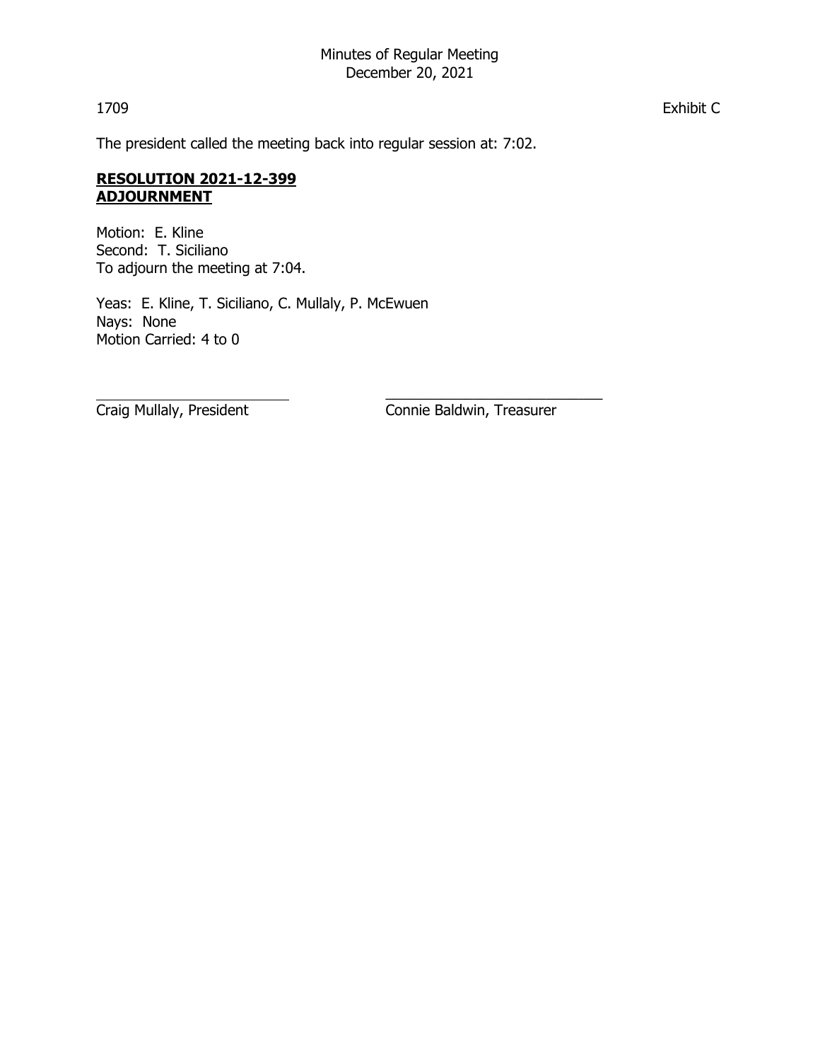The president called the meeting back into regular session at: 7:02.

**RESOLUTION 2021-12-399**
**ADJOURNMENT**

Motion: E. Kline
Second: T. Siciliano
To adjourn the meeting at 7:04.

Yeas: E. Kline, T. Siciliano, C. Mullaly, P. McEwuen
Nays: None
Motion Carried: 4 to 0

Craig Mullaly, President

Connie Baldwin, Treasurer